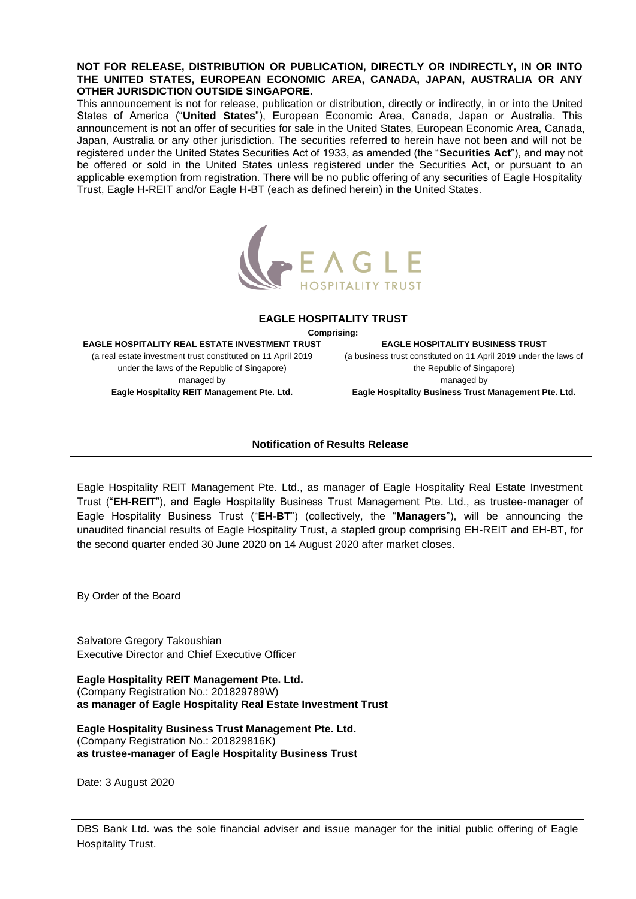**NOT FOR RELEASE, DISTRIBUTION OR PUBLICATION, DIRECTLY OR INDIRECTLY, IN OR INTO THE UNITED STATES, EUROPEAN ECONOMIC AREA, CANADA, JAPAN, AUSTRALIA OR ANY OTHER JURISDICTION OUTSIDE SINGAPORE.**

This announcement is not for release, publication or distribution, directly or indirectly, in or into the United States of America ("**United States**"), European Economic Area, Canada, Japan or Australia. This announcement is not an offer of securities for sale in the United States, European Economic Area, Canada, Japan, Australia or any other jurisdiction. The securities referred to herein have not been and will not be registered under the United States Securities Act of 1933, as amended (the "**Securities Act**"), and may not be offered or sold in the United States unless registered under the Securities Act, or pursuant to an applicable exemption from registration. There will be no public offering of any securities of Eagle Hospitality Trust, Eagle H-REIT and/or Eagle H-BT (each as defined herein) in the United States.

EAGLE HOSPITALITY TRUST

**EAGLE HOSPITALITY TRUST**

**Comprising:**

**EAGLE HOSPITALITY REAL ESTATE INVESTMENT TRUST**
(a real estate investment trust constituted on 11 April 2019 under the laws of the Republic of Singapore)
managed by
**Eagle Hospitality REIT Management Pte. Ltd.**

**EAGLE HOSPITALITY BUSINESS TRUST**
(a business trust constituted on 11 April 2019 under the laws of the Republic of Singapore)
managed by
**Eagle Hospitality Business Trust Management Pte. Ltd.**

---

**Notification of Results Release**

---

Eagle Hospitality REIT Management Pte. Ltd., as manager of Eagle Hospitality Real Estate Investment Trust ("**EH-REIT**"), and Eagle Hospitality Business Trust Management Pte. Ltd., as trustee-manager of Eagle Hospitality Business Trust ("**EH-BT**") (collectively, the "**Managers**"), will be announcing the unaudited financial results of Eagle Hospitality Trust, a stapled group comprising EH-REIT and EH-BT, for the second quarter ended 30 June 2020 on 14 August 2020 after market closes.

By Order of the Board

Salvatore Gregory Takoushian
Executive Director and Chief Executive Officer

**Eagle Hospitality REIT Management Pte. Ltd.**
(Company Registration No.: 201829789W)
**as manager of Eagle Hospitality Real Estate Investment Trust**

**Eagle Hospitality Business Trust Management Pte. Ltd.**
(Company Registration No.: 201829816K)
**as trustee-manager of Eagle Hospitality Business Trust**

Date: 3 August 2020

DBS Bank Ltd. was the sole financial adviser and issue manager for the initial public offering of Eagle Hospitality Trust.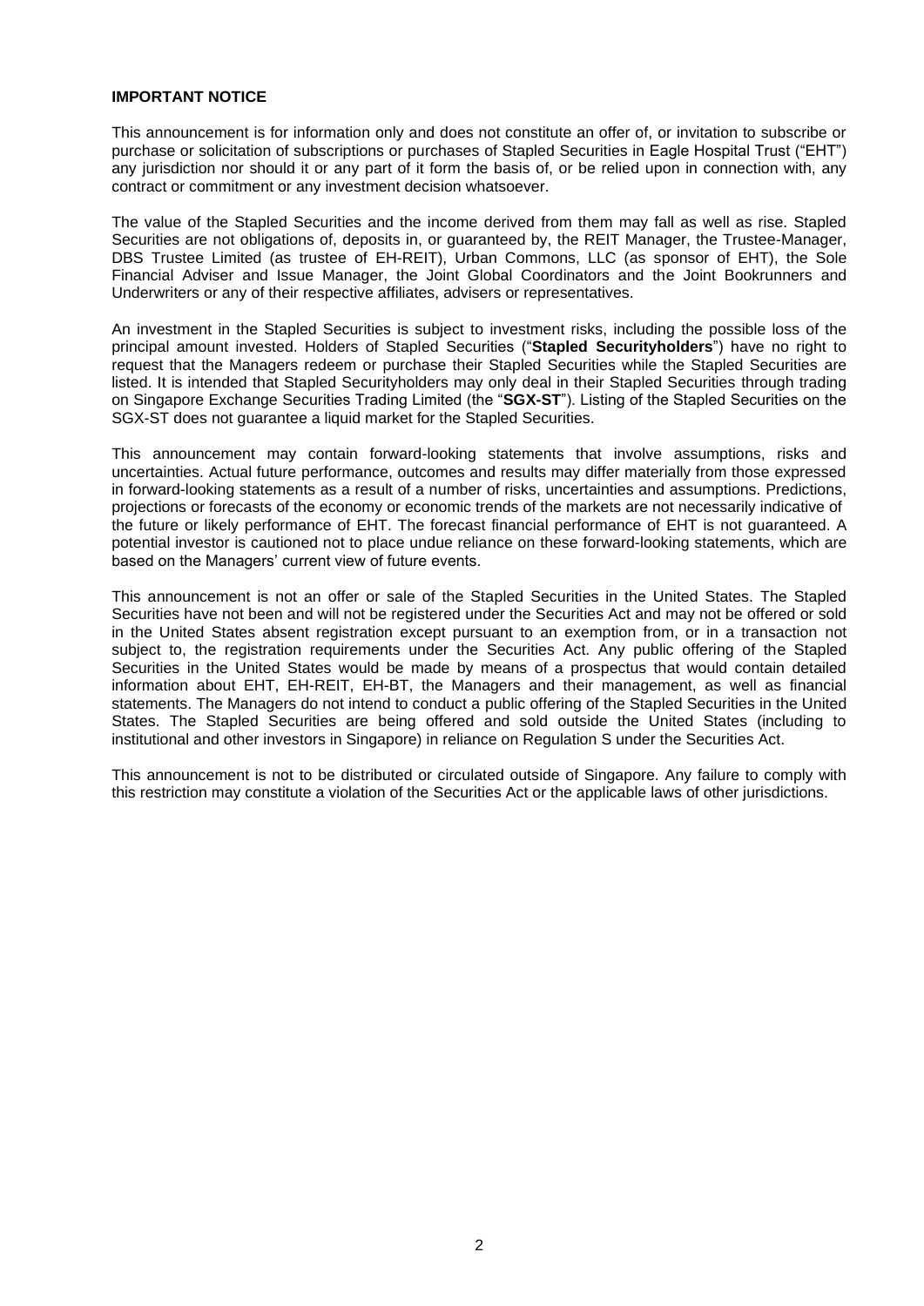**IMPORTANT NOTICE**

This announcement is for information only and does not constitute an offer of, or invitation to subscribe or purchase or solicitation of subscriptions or purchases of Stapled Securities in Eagle Hospital Trust ("EHT") any jurisdiction nor should it or any part of it form the basis of, or be relied upon in connection with, any contract or commitment or any investment decision whatsoever.

The value of the Stapled Securities and the income derived from them may fall as well as rise. Stapled Securities are not obligations of, deposits in, or guaranteed by, the REIT Manager, the Trustee-Manager, DBS Trustee Limited (as trustee of EH-REIT), Urban Commons, LLC (as sponsor of EHT), the Sole Financial Adviser and Issue Manager, the Joint Global Coordinators and the Joint Bookrunners and Underwriters or any of their respective affiliates, advisers or representatives.

An investment in the Stapled Securities is subject to investment risks, including the possible loss of the principal amount invested. Holders of Stapled Securities ("**Stapled Securityholders**") have no right to request that the Managers redeem or purchase their Stapled Securities while the Stapled Securities are listed. It is intended that Stapled Securityholders may only deal in their Stapled Securities through trading on Singapore Exchange Securities Trading Limited (the "**SGX-ST**"). Listing of the Stapled Securities on the SGX-ST does not guarantee a liquid market for the Stapled Securities.

This announcement may contain forward-looking statements that involve assumptions, risks and uncertainties. Actual future performance, outcomes and results may differ materially from those expressed in forward-looking statements as a result of a number of risks, uncertainties and assumptions. Predictions, projections or forecasts of the economy or economic trends of the markets are not necessarily indicative of the future or likely performance of EHT. The forecast financial performance of EHT is not guaranteed. A potential investor is cautioned not to place undue reliance on these forward-looking statements, which are based on the Managers' current view of future events.

This announcement is not an offer or sale of the Stapled Securities in the United States. The Stapled Securities have not been and will not be registered under the Securities Act and may not be offered or sold in the United States absent registration except pursuant to an exemption from, or in a transaction not subject to, the registration requirements under the Securities Act. Any public offering of the Stapled Securities in the United States would be made by means of a prospectus that would contain detailed information about EHT, EH-REIT, EH-BT, the Managers and their management, as well as financial statements. The Managers do not intend to conduct a public offering of the Stapled Securities in the United States. The Stapled Securities are being offered and sold outside the United States (including to institutional and other investors in Singapore) in reliance on Regulation S under the Securities Act.

This announcement is not to be distributed or circulated outside of Singapore. Any failure to comply with this restriction may constitute a violation of the Securities Act or the applicable laws of other jurisdictions.